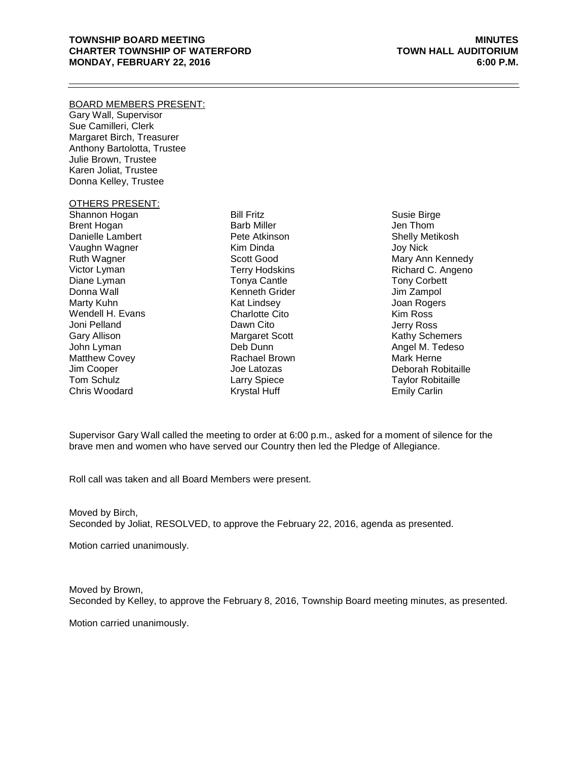**TOWNSHIP BOARD MEETING**
**CHARTER TOWNSHIP OF WATERFORD**
**MONDAY, FEBRUARY 22, 2016**

**MINUTES**
**TOWN HALL AUDITORIUM**
**6:00 P.M.**

---

BOARD MEMBERS PRESENT:
Gary Wall, Supervisor
Sue Camilleri, Clerk
Margaret Birch, Treasurer
Anthony Bartolotta, Trustee
Julie Brown, Trustee
Karen Joliat, Trustee
Donna Kelley, Trustee

OTHERS PRESENT:

| | | |
|---|---|---|
| Shannon Hogan | Bill Fritz | Susie Birge |
| Brent Hogan | Barb Miller | Jen Thom |
| Danielle Lambert | Pete Atkinson | Shelly Metikosh |
| Vaughn Wagner | Kim Dinda | Joy Nick |
| Ruth Wagner | Scott Good | Mary Ann Kennedy |
| Victor Lyman | Terry Hodskins | Richard C. Angeno |
| Diane Lyman | Tonya Cantle | Tony Corbett |
| Donna Wall | Kenneth Grider | Jim Zampol |
| Marty Kuhn | Kat Lindsey | Joan Rogers |
| Wendell H. Evans | Charlotte Cito | Kim Ross |
| Joni Pelland | Dawn Cito | Jerry Ross |
| Gary Allison | Margaret Scott | Kathy Schemers |
| John Lyman | Deb Dunn | Angel M. Tedeso |
| Matthew Covey | Rachael Brown | Mark Herne |
| Jim Cooper | Joe Latozas | Deborah Robitaille |
| Tom Schulz | Larry Spiece | Taylor Robitaille |
| Chris Woodard | Krystal Huff | Emily Carlin |

Supervisor Gary Wall called the meeting to order at 6:00 p.m., asked for a moment of silence for the brave men and women who have served our Country then led the Pledge of Allegiance.

Roll call was taken and all Board Members were present.

Moved by Birch,
Seconded by Joliat, RESOLVED, to approve the February 22, 2016, agenda as presented.

Motion carried unanimously.

Moved by Brown,
Seconded by Kelley, to approve the February 8, 2016, Township Board meeting minutes, as presented.

Motion carried unanimously.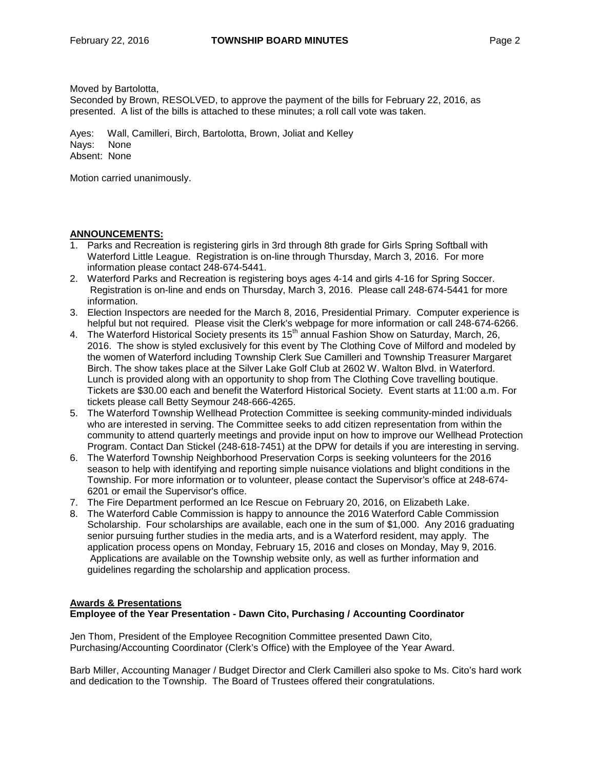Moved by Bartolotta,
Seconded by Brown, RESOLVED, to approve the payment of the bills for February 22, 2016, as presented. A list of the bills is attached to these minutes; a roll call vote was taken.

Ayes: Wall, Camilleri, Birch, Bartolotta, Brown, Joliat and Kelley
Nays: None
Absent: None

Motion carried unanimously.

## ANNOUNCEMENTS:

1. Parks and Recreation is registering girls in 3rd through 8th grade for Girls Spring Softball with Waterford Little League. Registration is on-line through Thursday, March 3, 2016. For more information please contact 248-674-5441.
2. Waterford Parks and Recreation is registering boys ages 4-14 and girls 4-16 for Spring Soccer. Registration is on-line and ends on Thursday, March 3, 2016. Please call 248-674-5441 for more information.
3. Election Inspectors are needed for the March 8, 2016, Presidential Primary. Computer experience is helpful but not required. Please visit the Clerk's webpage for more information or call 248-674-6266.
4. The Waterford Historical Society presents its 15th annual Fashion Show on Saturday, March, 26, 2016. The show is styled exclusively for this event by The Clothing Cove of Milford and modeled by the women of Waterford including Township Clerk Sue Camilleri and Township Treasurer Margaret Birch. The show takes place at the Silver Lake Golf Club at 2602 W. Walton Blvd. in Waterford. Lunch is provided along with an opportunity to shop from The Clothing Cove travelling boutique. Tickets are $30.00 each and benefit the Waterford Historical Society. Event starts at 11:00 a.m. For tickets please call Betty Seymour 248-666-4265.
5. The Waterford Township Wellhead Protection Committee is seeking community-minded individuals who are interested in serving. The Committee seeks to add citizen representation from within the community to attend quarterly meetings and provide input on how to improve our Wellhead Protection Program. Contact Dan Stickel (248-618-7451) at the DPW for details if you are interesting in serving.
6. The Waterford Township Neighborhood Preservation Corps is seeking volunteers for the 2016 season to help with identifying and reporting simple nuisance violations and blight conditions in the Township. For more information or to volunteer, please contact the Supervisor's office at 248-674-6201 or email the Supervisor's office.
7. The Fire Department performed an Ice Rescue on February 20, 2016, on Elizabeth Lake.
8. The Waterford Cable Commission is happy to announce the 2016 Waterford Cable Commission Scholarship. Four scholarships are available, each one in the sum of $1,000. Any 2016 graduating senior pursuing further studies in the media arts, and is a Waterford resident, may apply. The application process opens on Monday, February 15, 2016 and closes on Monday, May 9, 2016. Applications are available on the Township website only, as well as further information and guidelines regarding the scholarship and application process.

## Awards & Presentations

### Employee of the Year Presentation - Dawn Cito, Purchasing / Accounting Coordinator

Jen Thom, President of the Employee Recognition Committee presented Dawn Cito, Purchasing/Accounting Coordinator (Clerk's Office) with the Employee of the Year Award.

Barb Miller, Accounting Manager / Budget Director and Clerk Camilleri also spoke to Ms. Cito's hard work and dedication to the Township. The Board of Trustees offered their congratulations.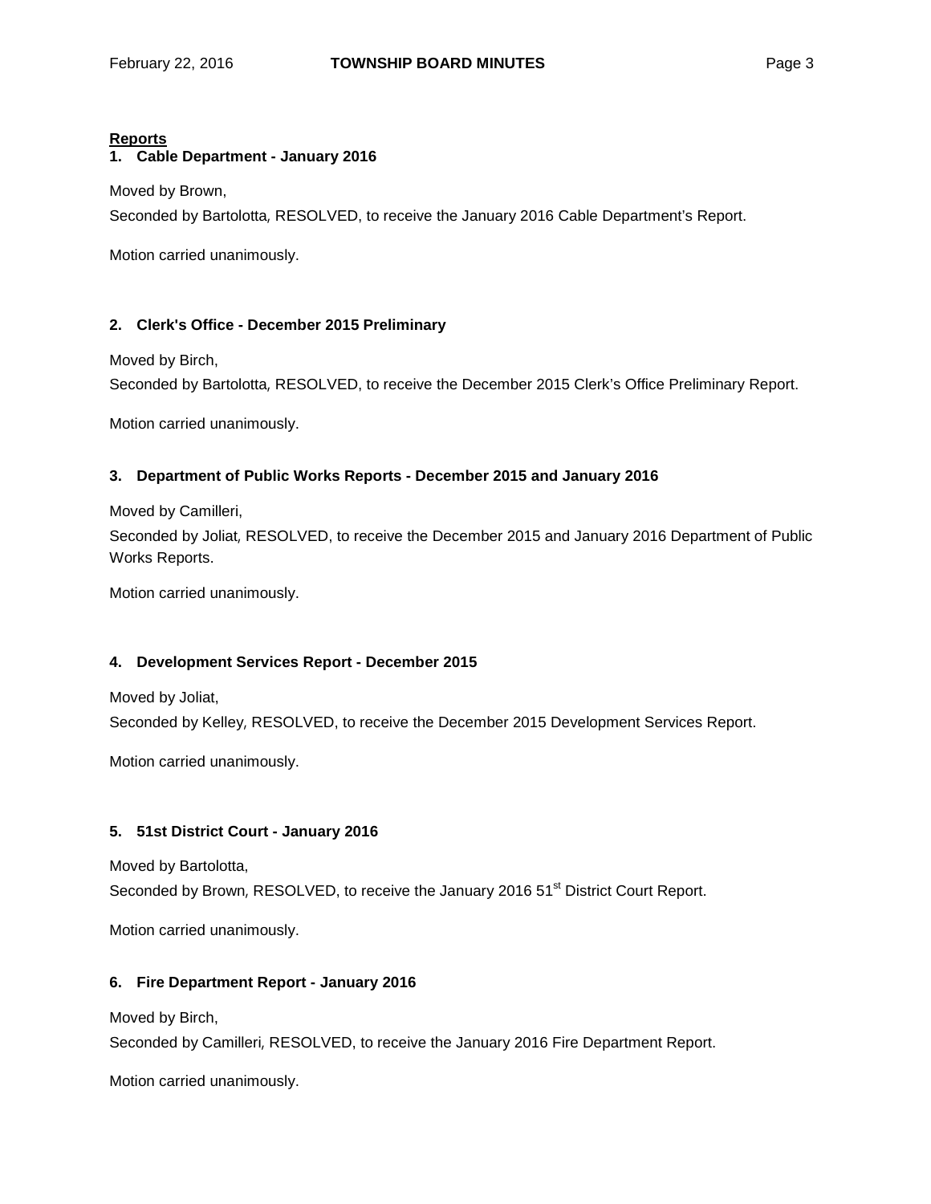**Reports**

**1. Cable Department - January 2016**

Moved by Brown,

Seconded by Bartolotta, RESOLVED, to receive the January 2016 Cable Department's Report.

Motion carried unanimously.

**2. Clerk's Office - December 2015 Preliminary**

Moved by Birch,

Seconded by Bartolotta, RESOLVED, to receive the December 2015 Clerk's Office Preliminary Report.

Motion carried unanimously.

**3. Department of Public Works Reports - December 2015 and January 2016**

Moved by Camilleri,

Seconded by Joliat, RESOLVED, to receive the December 2015 and January 2016 Department of Public Works Reports.

Motion carried unanimously.

**4. Development Services Report - December 2015**

Moved by Joliat,

Seconded by Kelley, RESOLVED, to receive the December 2015 Development Services Report.

Motion carried unanimously.

**5. 51st District Court - January 2016**

Moved by Bartolotta,

Seconded by Brown, RESOLVED, to receive the January 2016 51st District Court Report.

Motion carried unanimously.

**6. Fire Department Report - January 2016**

Moved by Birch,

Seconded by Camilleri, RESOLVED, to receive the January 2016 Fire Department Report.

Motion carried unanimously.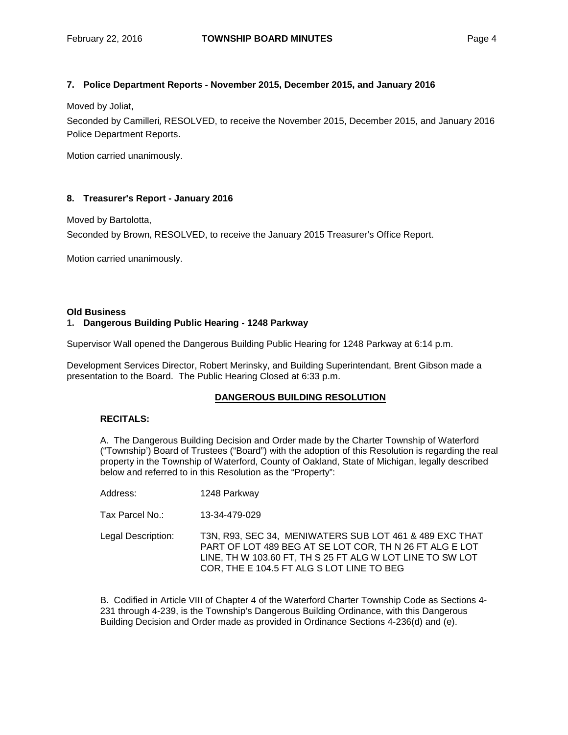### 7. Police Department Reports - November 2015, December 2015, and January 2016

Moved by Joliat,

Seconded by Camilleri, RESOLVED, to receive the November 2015, December 2015, and January 2016 Police Department Reports.

Motion carried unanimously.

### 8. Treasurer's Report - January 2016

Moved by Bartolotta,

Seconded by Brown, RESOLVED, to receive the January 2015 Treasurer's Office Report.

Motion carried unanimously.

## Old Business

### 1. Dangerous Building Public Hearing - 1248 Parkway

Supervisor Wall opened the Dangerous Building Public Hearing for 1248 Parkway at 6:14 p.m.

Development Services Director, Robert Merinsky, and Building Superintendant, Brent Gibson made a presentation to the Board. The Public Hearing Closed at 6:33 p.m.

**DANGEROUS BUILDING RESOLUTION**

**RECITALS:**

A. The Dangerous Building Decision and Order made by the Charter Township of Waterford ("Township') Board of Trustees ("Board") with the adoption of this Resolution is regarding the real property in the Township of Waterford, County of Oakland, State of Michigan, legally described below and referred to in this Resolution as the "Property":

Address: 1248 Parkway

Tax Parcel No.: 13-34-479-029

Legal Description: T3N, R93, SEC 34, MENIWATERS SUB LOT 461 & 489 EXC THAT PART OF LOT 489 BEG AT SE LOT COR, TH N 26 FT ALG E LOT LINE, TH W 103.60 FT, TH S 25 FT ALG W LOT LINE TO SW LOT COR, THE E 104.5 FT ALG S LOT LINE TO BEG

B. Codified in Article VIII of Chapter 4 of the Waterford Charter Township Code as Sections 4-231 through 4-239, is the Township's Dangerous Building Ordinance, with this Dangerous Building Decision and Order made as provided in Ordinance Sections 4-236(d) and (e).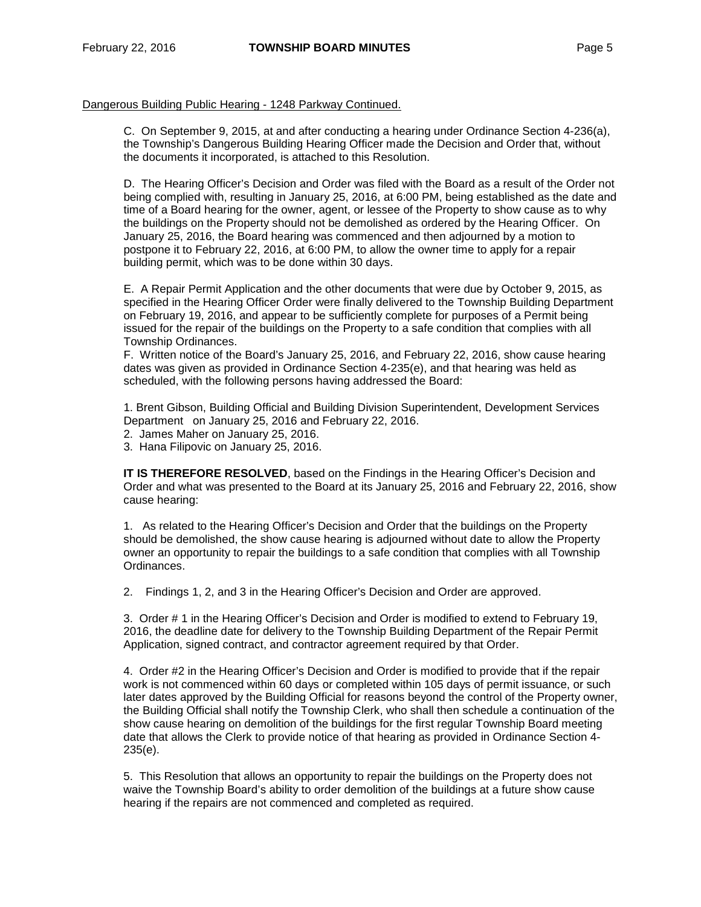Dangerous Building Public Hearing - 1248 Parkway Continued.

C. On September 9, 2015, at and after conducting a hearing under Ordinance Section 4-236(a), the Township's Dangerous Building Hearing Officer made the Decision and Order that, without the documents it incorporated, is attached to this Resolution.

D. The Hearing Officer's Decision and Order was filed with the Board as a result of the Order not being complied with, resulting in January 25, 2016, at 6:00 PM, being established as the date and time of a Board hearing for the owner, agent, or lessee of the Property to show cause as to why the buildings on the Property should not be demolished as ordered by the Hearing Officer. On January 25, 2016, the Board hearing was commenced and then adjourned by a motion to postpone it to February 22, 2016, at 6:00 PM, to allow the owner time to apply for a repair building permit, which was to be done within 30 days.

E. A Repair Permit Application and the other documents that were due by October 9, 2015, as specified in the Hearing Officer Order were finally delivered to the Township Building Department on February 19, 2016, and appear to be sufficiently complete for purposes of a Permit being issued for the repair of the buildings on the Property to a safe condition that complies with all Township Ordinances.

F. Written notice of the Board's January 25, 2016, and February 22, 2016, show cause hearing dates was given as provided in Ordinance Section 4-235(e), and that hearing was held as scheduled, with the following persons having addressed the Board:

1. Brent Gibson, Building Official and Building Division Superintendent, Development Services Department on January 25, 2016 and February 22, 2016.
2. James Maher on January 25, 2016.
3. Hana Filipovic on January 25, 2016.

**IT IS THEREFORE RESOLVED**, based on the Findings in the Hearing Officer's Decision and Order and what was presented to the Board at its January 25, 2016 and February 22, 2016, show cause hearing:

1. As related to the Hearing Officer's Decision and Order that the buildings on the Property should be demolished, the show cause hearing is adjourned without date to allow the Property owner an opportunity to repair the buildings to a safe condition that complies with all Township Ordinances.

2. Findings 1, 2, and 3 in the Hearing Officer's Decision and Order are approved.

3. Order # 1 in the Hearing Officer's Decision and Order is modified to extend to February 19, 2016, the deadline date for delivery to the Township Building Department of the Repair Permit Application, signed contract, and contractor agreement required by that Order.

4. Order #2 in the Hearing Officer's Decision and Order is modified to provide that if the repair work is not commenced within 60 days or completed within 105 days of permit issuance, or such later dates approved by the Building Official for reasons beyond the control of the Property owner, the Building Official shall notify the Township Clerk, who shall then schedule a continuation of the show cause hearing on demolition of the buildings for the first regular Township Board meeting date that allows the Clerk to provide notice of that hearing as provided in Ordinance Section 4-235(e).

5. This Resolution that allows an opportunity to repair the buildings on the Property does not waive the Township Board's ability to order demolition of the buildings at a future show cause hearing if the repairs are not commenced and completed as required.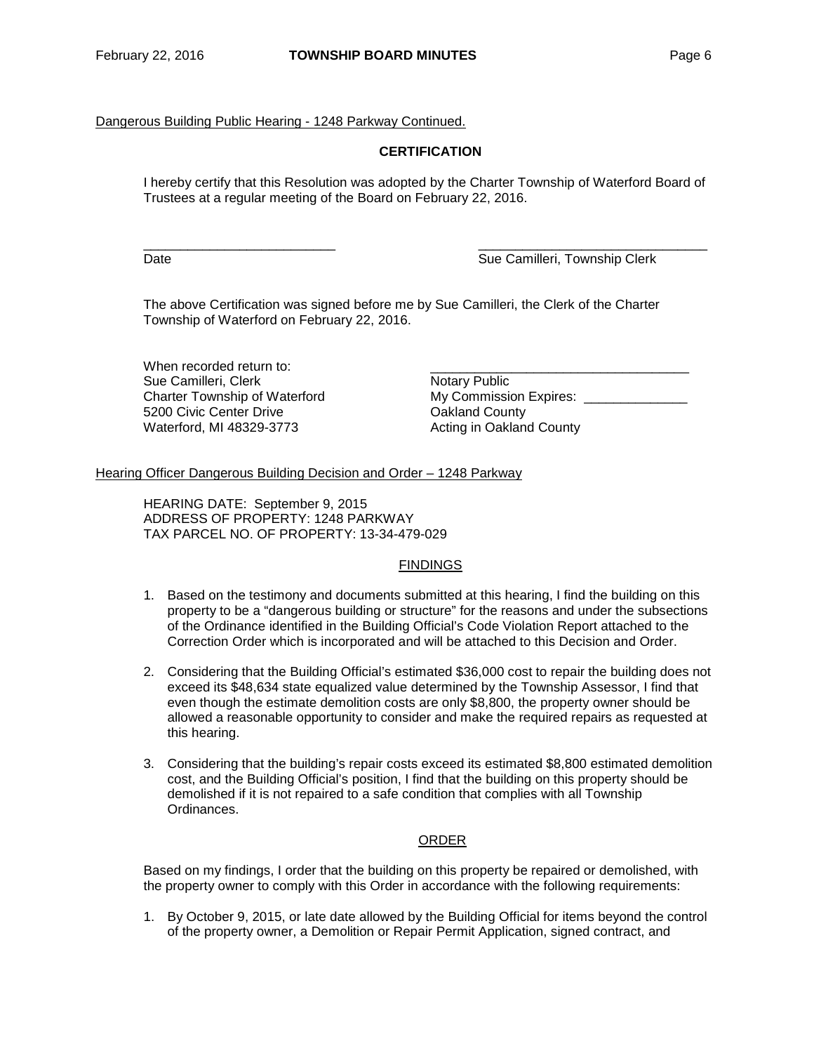Dangerous Building Public Hearing - 1248 Parkway Continued.

**CERTIFICATION**

I hereby certify that this Resolution was adopted by the Charter Township of Waterford Board of Trustees at a regular meeting of the Board on February 22, 2016.

\_\_\_\_\_\_\_\_\_\_\_\_\_\_\_\_\_\_\_\_\_\_\_\_\_\_ \_\_\_\_\_\_\_\_\_\_\_\_\_\_\_\_\_\_\_\_\_\_\_\_\_\_\_\_\_\_\_\_
Date Sue Camilleri, Township Clerk

The above Certification was signed before me by Sue Camilleri, the Clerk of the Charter Township of Waterford on February 22, 2016.

When recorded return to:
Sue Camilleri, Clerk
Charter Township of Waterford
5200 Civic Center Drive
Waterford, MI 48329-3773

\_\_\_\_\_\_\_\_\_\_\_\_\_\_\_\_\_\_\_\_\_\_\_\_\_\_\_\_\_\_\_\_\_\_\_\_
Notary Public
My Commission Expires: \_\_\_\_\_\_\_\_\_\_\_\_\_\_
Oakland County
Acting in Oakland County

Hearing Officer Dangerous Building Decision and Order – 1248 Parkway

HEARING DATE: September 9, 2015
ADDRESS OF PROPERTY: 1248 PARKWAY
TAX PARCEL NO. OF PROPERTY: 13-34-479-029

**FINDINGS**

1. Based on the testimony and documents submitted at this hearing, I find the building on this property to be a "dangerous building or structure" for the reasons and under the subsections of the Ordinance identified in the Building Official's Code Violation Report attached to the Correction Order which is incorporated and will be attached to this Decision and Order.

2. Considering that the Building Official's estimated $36,000 cost to repair the building does not exceed its $48,634 state equalized value determined by the Township Assessor, I find that even though the estimate demolition costs are only $8,800, the property owner should be allowed a reasonable opportunity to consider and make the required repairs as requested at this hearing.

3. Considering that the building's repair costs exceed its estimated $8,800 estimated demolition cost, and the Building Official's position, I find that the building on this property should be demolished if it is not repaired to a safe condition that complies with all Township Ordinances.

**ORDER**

Based on my findings, I order that the building on this property be repaired or demolished, with the property owner to comply with this Order in accordance with the following requirements:

1. By October 9, 2015, or late date allowed by the Building Official for items beyond the control of the property owner, a Demolition or Repair Permit Application, signed contract, and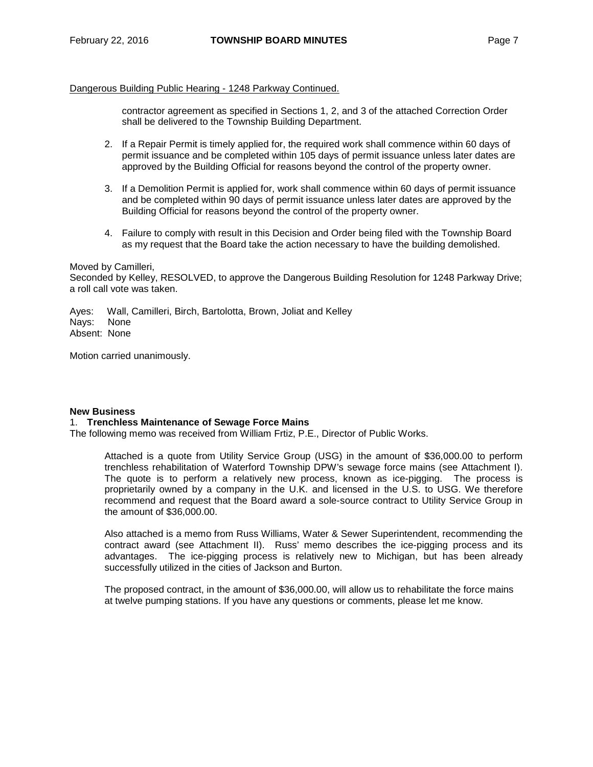Dangerous Building Public Hearing - 1248 Parkway Continued.

> contractor agreement as specified in Sections 1, 2, and 3 of the attached Correction Order shall be delivered to the Township Building Department.
>
> 2. If a Repair Permit is timely applied for, the required work shall commence within 60 days of permit issuance and be completed within 105 days of permit issuance unless later dates are approved by the Building Official for reasons beyond the control of the property owner.
>
> 3. If a Demolition Permit is applied for, work shall commence within 60 days of permit issuance and be completed within 90 days of permit issuance unless later dates are approved by the Building Official for reasons beyond the control of the property owner.
>
> 4. Failure to comply with result in this Decision and Order being filed with the Township Board as my request that the Board take the action necessary to have the building demolished.

Moved by Camilleri,
Seconded by Kelley, RESOLVED, to approve the Dangerous Building Resolution for 1248 Parkway Drive; a roll call vote was taken.

Ayes: Wall, Camilleri, Birch, Bartolotta, Brown, Joliat and Kelley
Nays: None
Absent: None

Motion carried unanimously.

**New Business**

1. **Trenchless Maintenance of Sewage Force Mains**

The following memo was received from William Frtiz, P.E., Director of Public Works.

> Attached is a quote from Utility Service Group (USG) in the amount of $36,000.00 to perform trenchless rehabilitation of Waterford Township DPW's sewage force mains (see Attachment I). The quote is to perform a relatively new process, known as ice-pigging. The process is proprietarily owned by a company in the U.K. and licensed in the U.S. to USG. We therefore recommend and request that the Board award a sole-source contract to Utility Service Group in the amount of $36,000.00.
>
> Also attached is a memo from Russ Williams, Water & Sewer Superintendent, recommending the contract award (see Attachment II). Russ' memo describes the ice-pigging process and its advantages. The ice-pigging process is relatively new to Michigan, but has been already successfully utilized in the cities of Jackson and Burton.
>
> The proposed contract, in the amount of $36,000.00, will allow us to rehabilitate the force mains at twelve pumping stations. If you have any questions or comments, please let me know.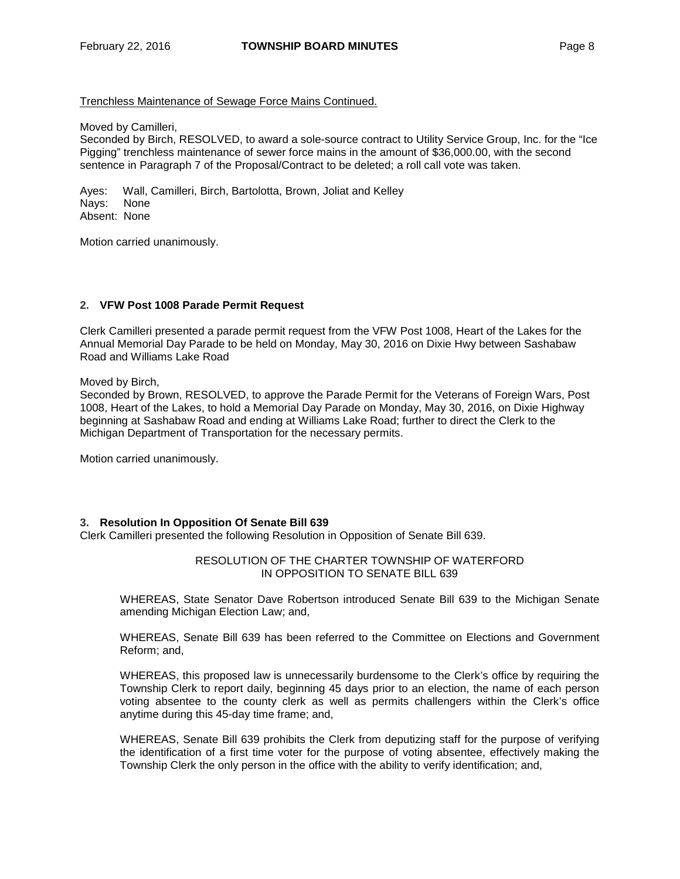Trenchless Maintenance of Sewage Force Mains Continued.

Moved by Camilleri,
Seconded by Birch, RESOLVED, to award a sole-source contract to Utility Service Group, Inc. for the "Ice Pigging" trenchless maintenance of sewer force mains in the amount of $36,000.00, with the second sentence in Paragraph 7 of the Proposal/Contract to be deleted; a roll call vote was taken.

Ayes: Wall, Camilleri, Birch, Bartolotta, Brown, Joliat and Kelley
Nays: None
Absent: None

Motion carried unanimously.

### 2. VFW Post 1008 Parade Permit Request

Clerk Camilleri presented a parade permit request from the VFW Post 1008, Heart of the Lakes for the Annual Memorial Day Parade to be held on Monday, May 30, 2016 on Dixie Hwy between Sashabaw Road and Williams Lake Road

Moved by Birch,
Seconded by Brown, RESOLVED, to approve the Parade Permit for the Veterans of Foreign Wars, Post 1008, Heart of the Lakes, to hold a Memorial Day Parade on Monday, May 30, 2016, on Dixie Highway beginning at Sashabaw Road and ending at Williams Lake Road; further to direct the Clerk to the Michigan Department of Transportation for the necessary permits.

Motion carried unanimously.

### 3. Resolution In Opposition Of Senate Bill 639

Clerk Camilleri presented the following Resolution in Opposition of Senate Bill 639.

RESOLUTION OF THE CHARTER TOWNSHIP OF WATERFORD
IN OPPOSITION TO SENATE BILL 639

WHEREAS, State Senator Dave Robertson introduced Senate Bill 639 to the Michigan Senate amending Michigan Election Law; and,

WHEREAS, Senate Bill 639 has been referred to the Committee on Elections and Government Reform; and,

WHEREAS, this proposed law is unnecessarily burdensome to the Clerk's office by requiring the Township Clerk to report daily, beginning 45 days prior to an election, the name of each person voting absentee to the county clerk as well as permits challengers within the Clerk's office anytime during this 45-day time frame; and,

WHEREAS, Senate Bill 639 prohibits the Clerk from deputizing staff for the purpose of verifying the identification of a first time voter for the purpose of voting absentee, effectively making the Township Clerk the only person in the office with the ability to verify identification; and,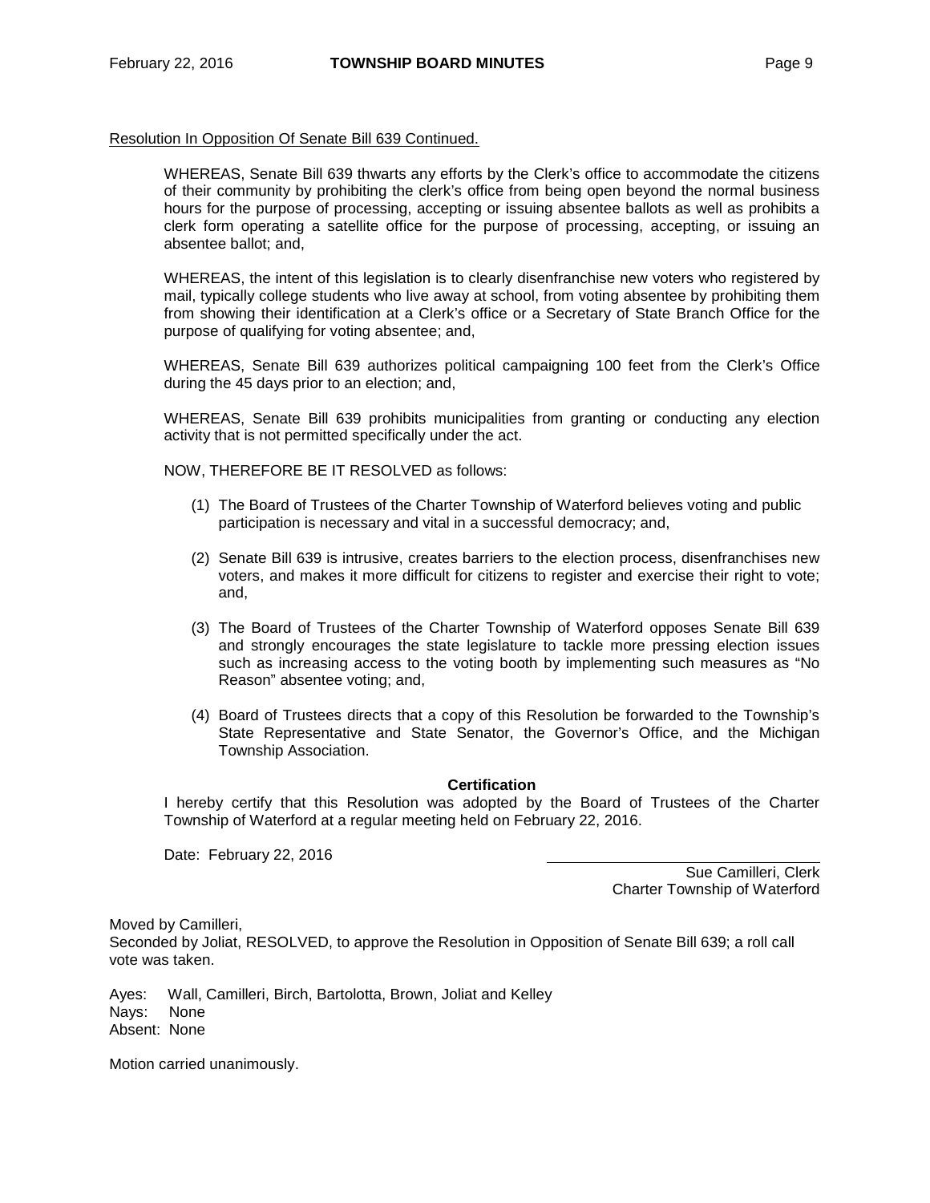Resolution In Opposition Of Senate Bill 639 Continued.

WHEREAS, Senate Bill 639 thwarts any efforts by the Clerk's office to accommodate the citizens of their community by prohibiting the clerk's office from being open beyond the normal business hours for the purpose of processing, accepting or issuing absentee ballots as well as prohibits a clerk form operating a satellite office for the purpose of processing, accepting, or issuing an absentee ballot; and,

WHEREAS, the intent of this legislation is to clearly disenfranchise new voters who registered by mail, typically college students who live away at school, from voting absentee by prohibiting them from showing their identification at a Clerk's office or a Secretary of State Branch Office for the purpose of qualifying for voting absentee; and,

WHEREAS, Senate Bill 639 authorizes political campaigning 100 feet from the Clerk's Office during the 45 days prior to an election; and,

WHEREAS, Senate Bill 639 prohibits municipalities from granting or conducting any election activity that is not permitted specifically under the act.

NOW, THEREFORE BE IT RESOLVED as follows:

(1) The Board of Trustees of the Charter Township of Waterford believes voting and public participation is necessary and vital in a successful democracy; and,

(2) Senate Bill 639 is intrusive, creates barriers to the election process, disenfranchises new voters, and makes it more difficult for citizens to register and exercise their right to vote; and,

(3) The Board of Trustees of the Charter Township of Waterford opposes Senate Bill 639 and strongly encourages the state legislature to tackle more pressing election issues such as increasing access to the voting booth by implementing such measures as "No Reason" absentee voting; and,

(4) Board of Trustees directs that a copy of this Resolution be forwarded to the Township's State Representative and State Senator, the Governor's Office, and the Michigan Township Association.

**Certification**

I hereby certify that this Resolution was adopted by the Board of Trustees of the Charter Township of Waterford at a regular meeting held on February 22, 2016.

Date: February 22, 2016

Sue Camilleri, Clerk
Charter Township of Waterford

Moved by Camilleri,
Seconded by Joliat, RESOLVED, to approve the Resolution in Opposition of Senate Bill 639; a roll call vote was taken.

Ayes: Wall, Camilleri, Birch, Bartolotta, Brown, Joliat and Kelley
Nays: None
Absent: None

Motion carried unanimously.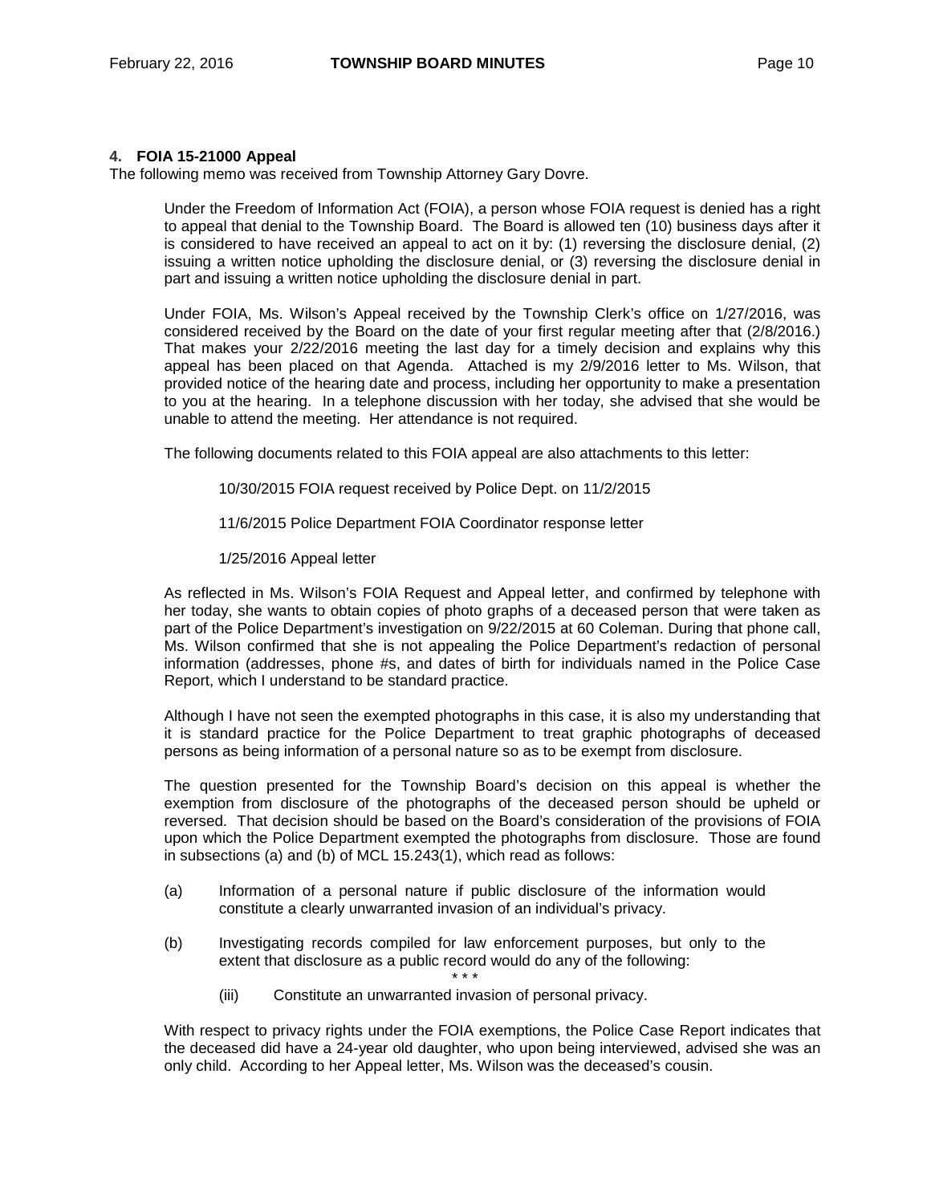### 4. FOIA 15-21000 Appeal

The following memo was received from Township Attorney Gary Dovre.

> Under the Freedom of Information Act (FOIA), a person whose FOIA request is denied has a right to appeal that denial to the Township Board. The Board is allowed ten (10) business days after it is considered to have received an appeal to act on it by: (1) reversing the disclosure denial, (2) issuing a written notice upholding the disclosure denial, or (3) reversing the disclosure denial in part and issuing a written notice upholding the disclosure denial in part.
>
> Under FOIA, Ms. Wilson's Appeal received by the Township Clerk's office on 1/27/2016, was considered received by the Board on the date of your first regular meeting after that (2/8/2016.) That makes your 2/22/2016 meeting the last day for a timely decision and explains why this appeal has been placed on that Agenda. Attached is my 2/9/2016 letter to Ms. Wilson, that provided notice of the hearing date and process, including her opportunity to make a presentation to you at the hearing. In a telephone discussion with her today, she advised that she would be unable to attend the meeting. Her attendance is not required.
>
> The following documents related to this FOIA appeal are also attachments to this letter:
>
> 10/30/2015 FOIA request received by Police Dept. on 11/2/2015
>
> 11/6/2015 Police Department FOIA Coordinator response letter
>
> 1/25/2016 Appeal letter
>
> As reflected in Ms. Wilson's FOIA Request and Appeal letter, and confirmed by telephone with her today, she wants to obtain copies of photo graphs of a deceased person that were taken as part of the Police Department's investigation on 9/22/2015 at 60 Coleman. During that phone call, Ms. Wilson confirmed that she is not appealing the Police Department's redaction of personal information (addresses, phone #s, and dates of birth for individuals named in the Police Case Report, which I understand to be standard practice.
>
> Although I have not seen the exempted photographs in this case, it is also my understanding that it is standard practice for the Police Department to treat graphic photographs of deceased persons as being information of a personal nature so as to be exempt from disclosure.
>
> The question presented for the Township Board's decision on this appeal is whether the exemption from disclosure of the photographs of the deceased person should be upheld or reversed. That decision should be based on the Board's consideration of the provisions of FOIA upon which the Police Department exempted the photographs from disclosure. Those are found in subsections (a) and (b) of MCL 15.243(1), which read as follows:
>
> (a) Information of a personal nature if public disclosure of the information would constitute a clearly unwarranted invasion of an individual's privacy.
>
> (b) Investigating records compiled for law enforcement purposes, but only to the extent that disclosure as a public record would do any of the following:
>
> \* \* \*
>
> (iii) Constitute an unwarranted invasion of personal privacy.
>
> With respect to privacy rights under the FOIA exemptions, the Police Case Report indicates that the deceased did have a 24-year old daughter, who upon being interviewed, advised she was an only child. According to her Appeal letter, Ms. Wilson was the deceased's cousin.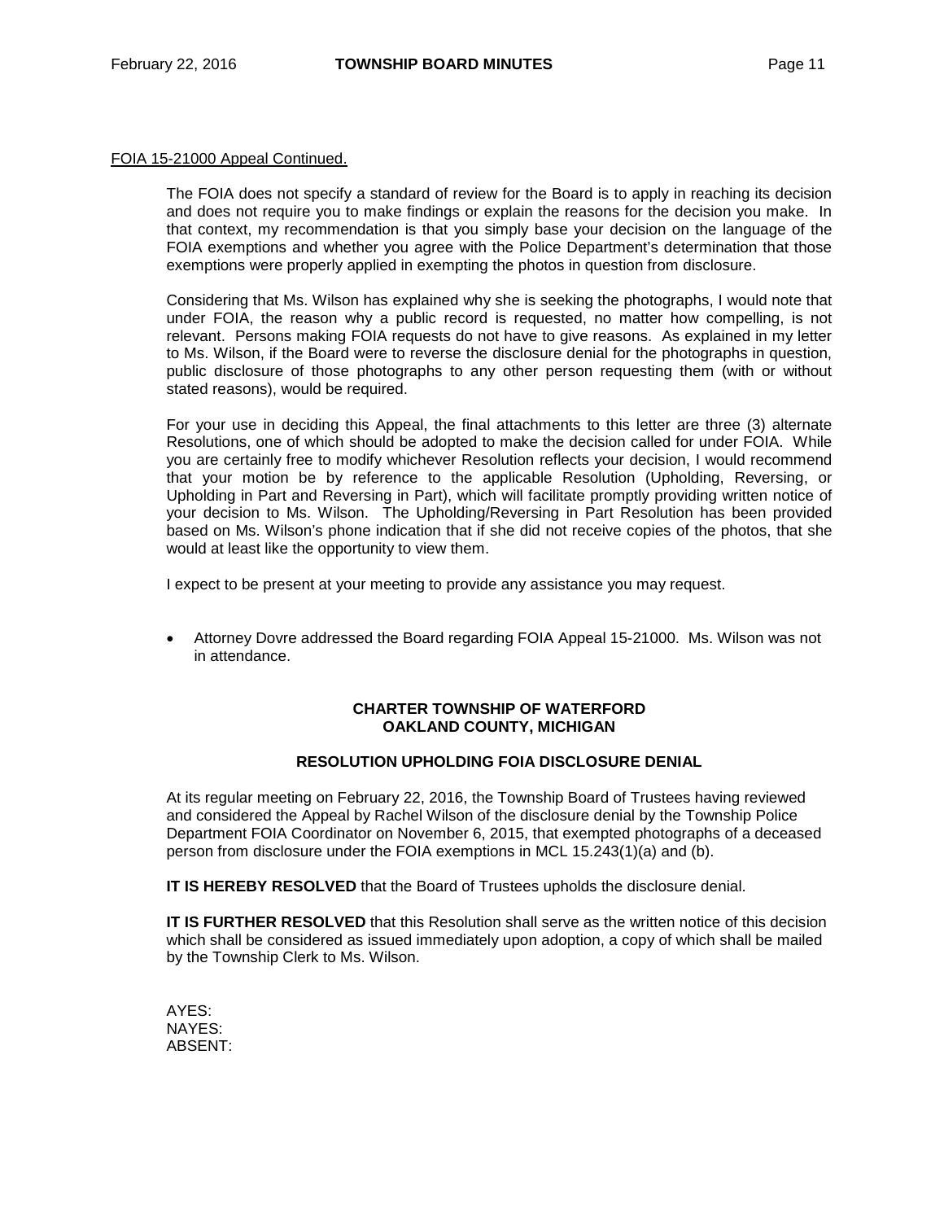FOIA 15-21000 Appeal Continued.

The FOIA does not specify a standard of review for the Board is to apply in reaching its decision and does not require you to make findings or explain the reasons for the decision you make. In that context, my recommendation is that you simply base your decision on the language of the FOIA exemptions and whether you agree with the Police Department's determination that those exemptions were properly applied in exempting the photos in question from disclosure.

Considering that Ms. Wilson has explained why she is seeking the photographs, I would note that under FOIA, the reason why a public record is requested, no matter how compelling, is not relevant. Persons making FOIA requests do not have to give reasons. As explained in my letter to Ms. Wilson, if the Board were to reverse the disclosure denial for the photographs in question, public disclosure of those photographs to any other person requesting them (with or without stated reasons), would be required.

For your use in deciding this Appeal, the final attachments to this letter are three (3) alternate Resolutions, one of which should be adopted to make the decision called for under FOIA. While you are certainly free to modify whichever Resolution reflects your decision, I would recommend that your motion be by reference to the applicable Resolution (Upholding, Reversing, or Upholding in Part and Reversing in Part), which will facilitate promptly providing written notice of your decision to Ms. Wilson. The Upholding/Reversing in Part Resolution has been provided based on Ms. Wilson's phone indication that if she did not receive copies of the photos, that she would at least like the opportunity to view them.

I expect to be present at your meeting to provide any assistance you may request.

- Attorney Dovre addressed the Board regarding FOIA Appeal 15-21000. Ms. Wilson was not in attendance.

**CHARTER TOWNSHIP OF WATERFORD**
**OAKLAND COUNTY, MICHIGAN**

**RESOLUTION UPHOLDING FOIA DISCLOSURE DENIAL**

At its regular meeting on February 22, 2016, the Township Board of Trustees having reviewed and considered the Appeal by Rachel Wilson of the disclosure denial by the Township Police Department FOIA Coordinator on November 6, 2015, that exempted photographs of a deceased person from disclosure under the FOIA exemptions in MCL 15.243(1)(a) and (b).

**IT IS HEREBY RESOLVED** that the Board of Trustees upholds the disclosure denial.

**IT IS FURTHER RESOLVED** that this Resolution shall serve as the written notice of this decision which shall be considered as issued immediately upon adoption, a copy of which shall be mailed by the Township Clerk to Ms. Wilson.

AYES:
NAYES:
ABSENT: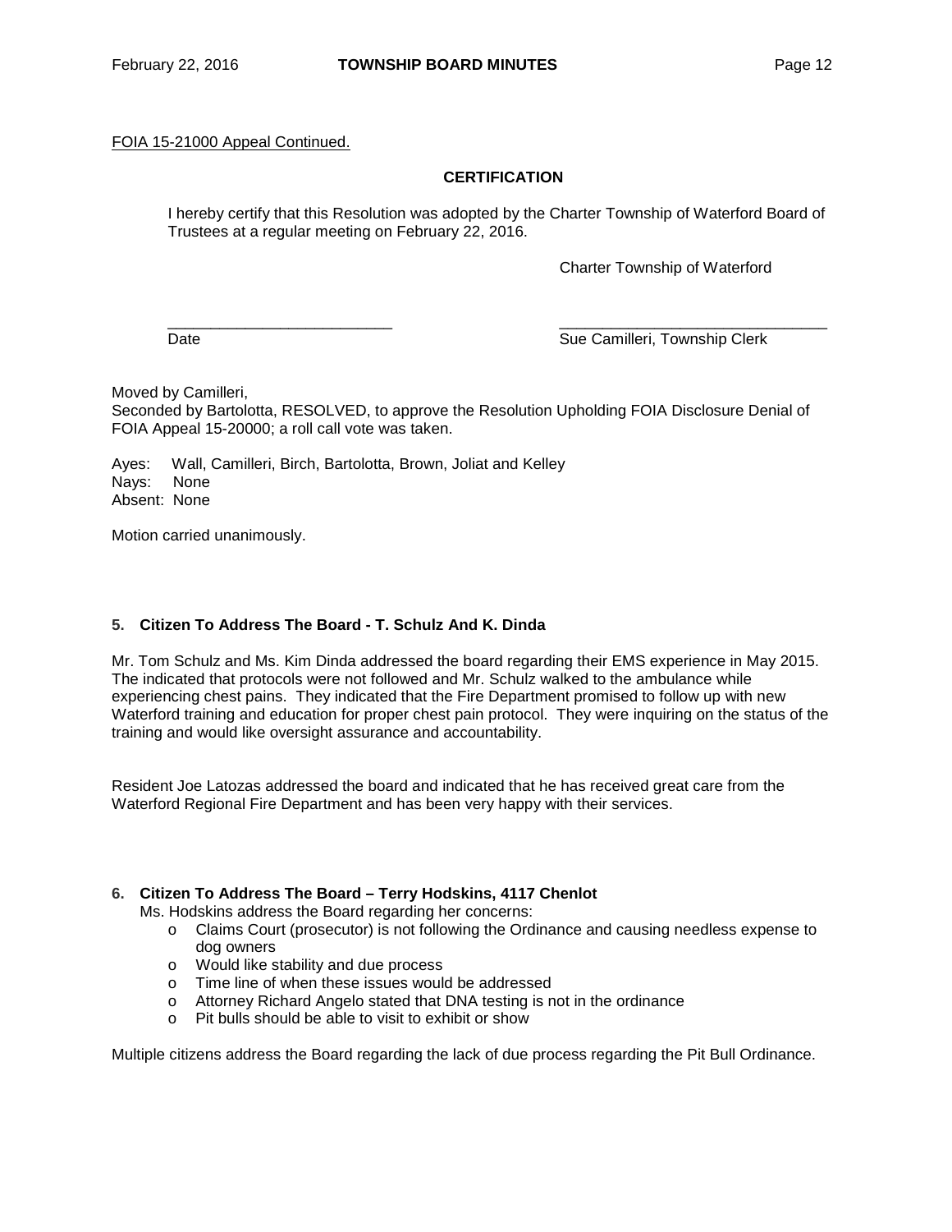FOIA 15-21000 Appeal Continued.

**CERTIFICATION**

I hereby certify that this Resolution was adopted by the Charter Township of Waterford Board of Trustees at a regular meeting on February 22, 2016.

Charter Township of Waterford

\_\_\_\_\_\_\_\_\_\_\_\_\_\_\_\_\_\_\_\_\_\_\_\_\_\_ \_\_\_\_\_\_\_\_\_\_\_\_\_\_\_\_\_\_\_\_\_\_\_\_\_\_\_\_\_\_\_

Date Sue Camilleri, Township Clerk

Moved by Camilleri,
Seconded by Bartolotta, RESOLVED, to approve the Resolution Upholding FOIA Disclosure Denial of FOIA Appeal 15-20000; a roll call vote was taken.

Ayes: Wall, Camilleri, Birch, Bartolotta, Brown, Joliat and Kelley
Nays: None
Absent: None

Motion carried unanimously.

**5. Citizen To Address The Board - T. Schulz And K. Dinda**

Mr. Tom Schulz and Ms. Kim Dinda addressed the board regarding their EMS experience in May 2015. The indicated that protocols were not followed and Mr. Schulz walked to the ambulance while experiencing chest pains. They indicated that the Fire Department promised to follow up with new Waterford training and education for proper chest pain protocol. They were inquiring on the status of the training and would like oversight assurance and accountability.

Resident Joe Latozas addressed the board and indicated that he has received great care from the Waterford Regional Fire Department and has been very happy with their services.

**6. Citizen To Address The Board – Terry Hodskins, 4117 Chenlot**

Ms. Hodskins address the Board regarding her concerns:

- Claims Court (prosecutor) is not following the Ordinance and causing needless expense to dog owners
- Would like stability and due process
- Time line of when these issues would be addressed
- Attorney Richard Angelo stated that DNA testing is not in the ordinance
- Pit bulls should be able to visit to exhibit or show

Multiple citizens address the Board regarding the lack of due process regarding the Pit Bull Ordinance.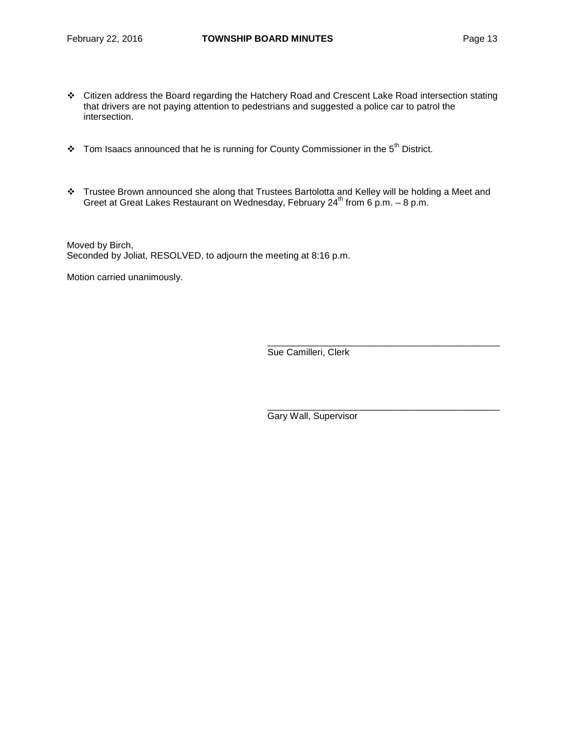- Citizen address the Board regarding the Hatchery Road and Crescent Lake Road intersection stating that drivers are not paying attention to pedestrians and suggested a police car to patrol the intersection.

- Tom Isaacs announced that he is running for County Commissioner in the 5th District.

- Trustee Brown announced she along that Trustees Bartolotta and Kelley will be holding a Meet and Greet at Great Lakes Restaurant on Wednesday, February 24th from 6 p.m. – 8 p.m.

Moved by Birch,
Seconded by Joliat, RESOLVED, to adjourn the meeting at 8:16 p.m.

Motion carried unanimously.

\_\_\_\_\_\_\_\_\_\_\_\_\_\_\_\_\_\_\_\_\_\_\_\_\_\_\_\_\_\_\_\_\_\_\_\_\_\_\_\_\_\_\_\_
Sue Camilleri, Clerk

\_\_\_\_\_\_\_\_\_\_\_\_\_\_\_\_\_\_\_\_\_\_\_\_\_\_\_\_\_\_\_\_\_\_\_\_\_\_\_\_\_\_\_\_
Gary Wall, Supervisor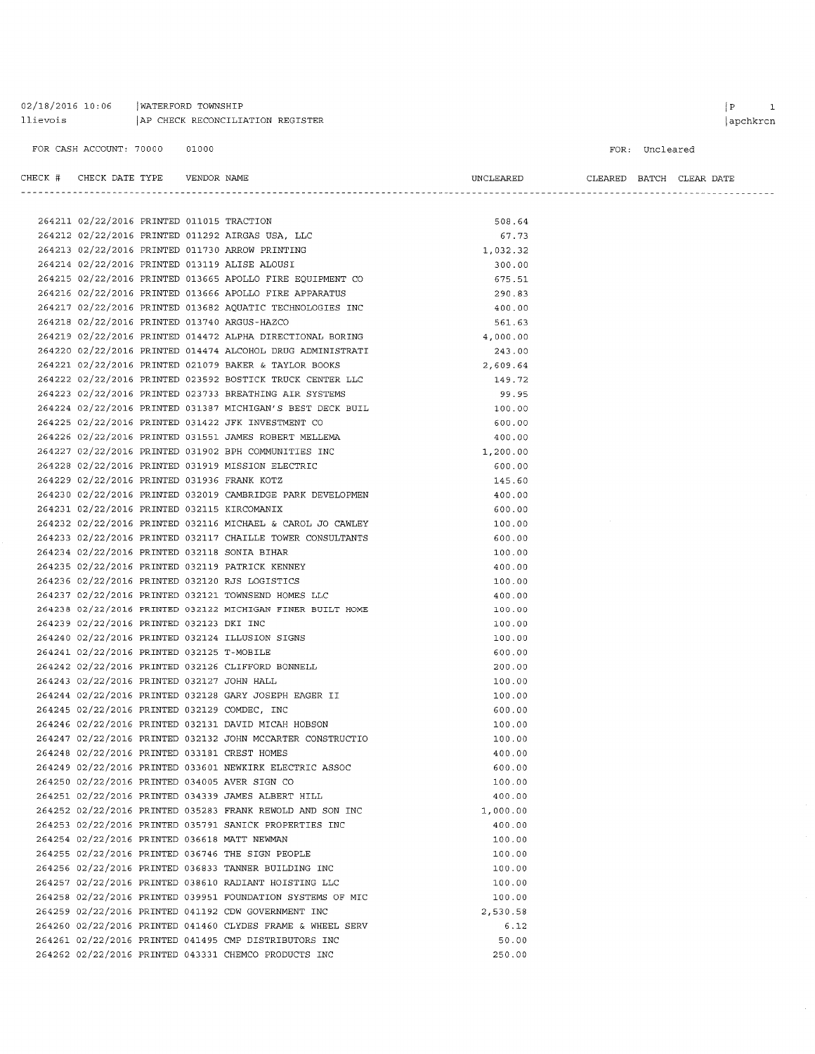02/18/2016 10:06 | WATERFORD TOWNSHIP
llievois | AP CHECK RECONCILIATION REGISTER

FOR CASH ACCOUNT: 70000 01000

FOR: Uncleared

| CHECK # | CHECK DATE | TYPE | VENDOR | NAME | UNCLEARED | CLEARED | BATCH | CLEAR DATE |
|---|---|---|---|---|---|---|---|---|
| 264211 | 02/22/2016 | PRINTED | 011015 | TRACTION | 508.64 | | | |
| 264212 | 02/22/2016 | PRINTED | 011292 | AIRGAS USA, LLC | 67.73 | | | |
| 264213 | 02/22/2016 | PRINTED | 011730 | ARROW PRINTING | 1,032.32 | | | |
| 264214 | 02/22/2016 | PRINTED | 013119 | ALISE ALOUSI | 300.00 | | | |
| 264215 | 02/22/2016 | PRINTED | 013665 | APOLLO FIRE EQUIPMENT CO | 675.51 | | | |
| 264216 | 02/22/2016 | PRINTED | 013666 | APOLLO FIRE APPARATUS | 290.83 | | | |
| 264217 | 02/22/2016 | PRINTED | 013682 | AQUATIC TECHNOLOGIES INC | 400.00 | | | |
| 264218 | 02/22/2016 | PRINTED | 013740 | ARGUS-HAZCO | 561.63 | | | |
| 264219 | 02/22/2016 | PRINTED | 014472 | ALPHA DIRECTIONAL BORING | 4,000.00 | | | |
| 264220 | 02/22/2016 | PRINTED | 014474 | ALCOHOL DRUG ADMINISTRATI | 243.00 | | | |
| 264221 | 02/22/2016 | PRINTED | 021079 | BAKER & TAYLOR BOOKS | 2,609.64 | | | |
| 264222 | 02/22/2016 | PRINTED | 023592 | BOSTICK TRUCK CENTER LLC | 149.72 | | | |
| 264223 | 02/22/2016 | PRINTED | 023733 | BREATHING AIR SYSTEMS | 99.95 | | | |
| 264224 | 02/22/2016 | PRINTED | 031387 | MICHIGAN'S BEST DECK BUIL | 100.00 | | | |
| 264225 | 02/22/2016 | PRINTED | 031422 | JFK INVESTMENT CO | 600.00 | | | |
| 264226 | 02/22/2016 | PRINTED | 031551 | JAMES ROBERT MELLEMA | 400.00 | | | |
| 264227 | 02/22/2016 | PRINTED | 031902 | BPH COMMUNITIES INC | 1,200.00 | | | |
| 264228 | 02/22/2016 | PRINTED | 031919 | MISSION ELECTRIC | 600.00 | | | |
| 264229 | 02/22/2016 | PRINTED | 031936 | FRANK KOTZ | 145.60 | | | |
| 264230 | 02/22/2016 | PRINTED | 032019 | CAMBRIDGE PARK DEVELOPMEN | 400.00 | | | |
| 264231 | 02/22/2016 | PRINTED | 032115 | KIRCOMANIX | 600.00 | | | |
| 264232 | 02/22/2016 | PRINTED | 032116 | MICHAEL & CAROL JO CAWLEY | 100.00 | | | |
| 264233 | 02/22/2016 | PRINTED | 032117 | CHAILLE TOWER CONSULTANTS | 600.00 | | | |
| 264234 | 02/22/2016 | PRINTED | 032118 | SONIA BIHAR | 100.00 | | | |
| 264235 | 02/22/2016 | PRINTED | 032119 | PATRICK KENNEY | 400.00 | | | |
| 264236 | 02/22/2016 | PRINTED | 032120 | RJS LOGISTICS | 100.00 | | | |
| 264237 | 02/22/2016 | PRINTED | 032121 | TOWNSEND HOMES LLC | 400.00 | | | |
| 264238 | 02/22/2016 | PRINTED | 032122 | MICHIGAN FINER BUILT HOME | 100.00 | | | |
| 264239 | 02/22/2016 | PRINTED | 032123 | DKI INC | 100.00 | | | |
| 264240 | 02/22/2016 | PRINTED | 032124 | ILLUSION SIGNS | 100.00 | | | |
| 264241 | 02/22/2016 | PRINTED | 032125 | T-MOBILE | 600.00 | | | |
| 264242 | 02/22/2016 | PRINTED | 032126 | CLIFFORD BONNELL | 200.00 | | | |
| 264243 | 02/22/2016 | PRINTED | 032127 | JOHN HALL | 100.00 | | | |
| 264244 | 02/22/2016 | PRINTED | 032128 | GARY JOSEPH EAGER II | 100.00 | | | |
| 264245 | 02/22/2016 | PRINTED | 032129 | COMDEC, INC | 600.00 | | | |
| 264246 | 02/22/2016 | PRINTED | 032131 | DAVID MICAH HOBSON | 100.00 | | | |
| 264247 | 02/22/2016 | PRINTED | 032132 | JOHN MCCARTER CONSTRUCTIO | 100.00 | | | |
| 264248 | 02/22/2016 | PRINTED | 033181 | CREST HOMES | 400.00 | | | |
| 264249 | 02/22/2016 | PRINTED | 033601 | NEWKIRK ELECTRIC ASSOC | 600.00 | | | |
| 264250 | 02/22/2016 | PRINTED | 034005 | AVER SIGN CO | 100.00 | | | |
| 264251 | 02/22/2016 | PRINTED | 034339 | JAMES ALBERT HILL | 400.00 | | | |
| 264252 | 02/22/2016 | PRINTED | 035283 | FRANK REWOLD AND SON INC | 1,000.00 | | | |
| 264253 | 02/22/2016 | PRINTED | 035791 | SANICK PROPERTIES INC | 400.00 | | | |
| 264254 | 02/22/2016 | PRINTED | 036618 | MATT NEWMAN | 100.00 | | | |
| 264255 | 02/22/2016 | PRINTED | 036746 | THE SIGN PEOPLE | 100.00 | | | |
| 264256 | 02/22/2016 | PRINTED | 036833 | TANNER BUILDING INC | 100.00 | | | |
| 264257 | 02/22/2016 | PRINTED | 038610 | RADIANT HOISTING LLC | 100.00 | | | |
| 264258 | 02/22/2016 | PRINTED | 039951 | FOUNDATION SYSTEMS OF MIC | 100.00 | | | |
| 264259 | 02/22/2016 | PRINTED | 041192 | CDW GOVERNMENT INC | 2,530.58 | | | |
| 264260 | 02/22/2016 | PRINTED | 041460 | CLYDES FRAME & WHEEL SERV | 6.12 | | | |
| 264261 | 02/22/2016 | PRINTED | 041495 | CMP DISTRIBUTORS INC | 50.00 | | | |
| 264262 | 02/22/2016 | PRINTED | 043331 | CHEMCO PRODUCTS INC | 250.00 | | | |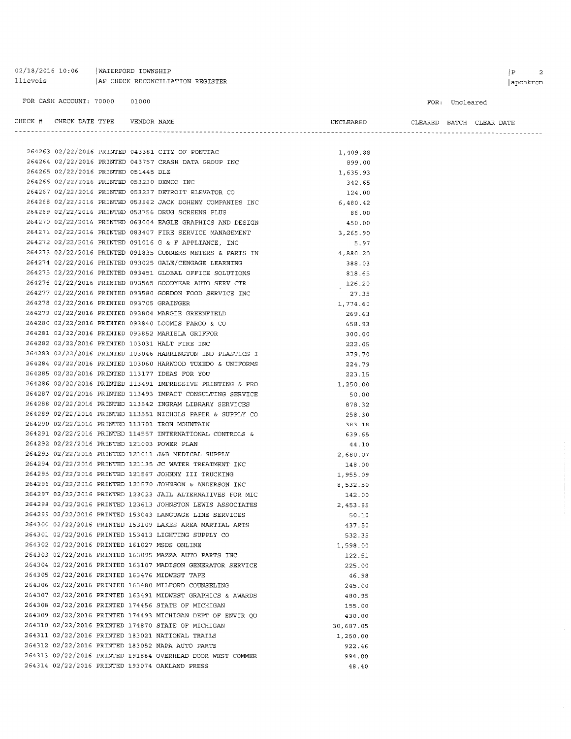02/18/2016 10:06 | WATERFORD TOWNSHIP
llievois | AP CHECK RECONCILIATION REGISTER

FOR CASH ACCOUNT: 70000 01000

FOR: Uncleared

| CHECK # | CHECK DATE | TYPE | VENDOR | NAME | UNCLEARED | CLEARED | BATCH | CLEAR DATE |
|---|---|---|---|---|---|---|---|---|
| 264263 | 02/22/2016 | PRINTED | 043381 | CITY OF PONTIAC | 1,409.88 | | | |
| 264264 | 02/22/2016 | PRINTED | 043757 | CRASH DATA GROUP INC | 899.00 | | | |
| 264265 | 02/22/2016 | PRINTED | 051445 | DLZ | 1,635.93 | | | |
| 264266 | 02/22/2016 | PRINTED | 053230 | DEMCO INC | 342.65 | | | |
| 264267 | 02/22/2016 | PRINTED | 053237 | DETROIT ELEVATOR CO | 124.00 | | | |
| 264268 | 02/22/2016 | PRINTED | 053562 | JACK DOHENY COMPANIES INC | 6,480.42 | | | |
| 264269 | 02/22/2016 | PRINTED | 053756 | DRUG SCREENS PLUS | 86.00 | | | |
| 264270 | 02/22/2016 | PRINTED | 063004 | EAGLE GRAPHICS AND DESIGN | 450.00 | | | |
| 264271 | 02/22/2016 | PRINTED | 083407 | FIRE SERVICE MANAGEMENT | 3,265.90 | | | |
| 264272 | 02/22/2016 | PRINTED | 091016 | G & F APPLIANCE, INC | 5.97 | | | |
| 264273 | 02/22/2016 | PRINTED | 091835 | GUNNERS METERS & PARTS IN | 4,880.20 | | | |
| 264274 | 02/22/2016 | PRINTED | 093025 | GALE/CENGAGE LEARNING | 388.03 | | | |
| 264275 | 02/22/2016 | PRINTED | 093451 | GLOBAL OFFICE SOLUTIONS | 818.65 | | | |
| 264276 | 02/22/2016 | PRINTED | 093565 | GOODYEAR AUTO SERV CTR | 126.20 | | | |
| 264277 | 02/22/2016 | PRINTED | 093580 | GORDON FOOD SERVICE INC | 27.35 | | | |
| 264278 | 02/22/2016 | PRINTED | 093705 | GRAINGER | 1,774.60 | | | |
| 264279 | 02/22/2016 | PRINTED | 093804 | MARGIE GREENFIELD | 269.63 | | | |
| 264280 | 02/22/2016 | PRINTED | 093840 | LOOMIS FARGO & CO | 658.93 | | | |
| 264281 | 02/22/2016 | PRINTED | 093852 | MARIELA GRIFFOR | 300.00 | | | |
| 264282 | 02/22/2016 | PRINTED | 103031 | HALT FIRE INC | 222.05 | | | |
| 264283 | 02/22/2016 | PRINTED | 103046 | HARRINGTON IND PLASTICS I | 279.70 | | | |
| 264284 | 02/22/2016 | PRINTED | 103060 | HARWOOD TUXEDO & UNIFORMS | 224.79 | | | |
| 264285 | 02/22/2016 | PRINTED | 113177 | IDEAS FOR YOU | 223.15 | | | |
| 264286 | 02/22/2016 | PRINTED | 113491 | IMPRESSIVE PRINTING & PRO | 1,250.00 | | | |
| 264287 | 02/22/2016 | PRINTED | 113493 | IMPACT CONSULTING SERVICE | 50.00 | | | |
| 264288 | 02/22/2016 | PRINTED | 113542 | INGRAM LIBRARY SERVICES | 878.32 | | | |
| 264289 | 02/22/2016 | PRINTED | 113551 | NICHOLS PAPER & SUPPLY CO | 258.30 | | | |
| 264290 | 02/22/2016 | PRINTED | 113701 | IRON MOUNTAIN | 383.18 | | | |
| 264291 | 02/22/2016 | PRINTED | 114557 | INTERNATIONAL CONTROLS & | 639.65 | | | |
| 264292 | 02/22/2016 | PRINTED | 121003 | POWER PLAN | 44.10 | | | |
| 264293 | 02/22/2016 | PRINTED | 121011 | J&B MEDICAL SUPPLY | 2,680.07 | | | |
| 264294 | 02/22/2016 | PRINTED | 121135 | JC WATER TREATMENT INC | 148.00 | | | |
| 264295 | 02/22/2016 | PRINTED | 121567 | JOHNNY III TRUCKING | 1,955.09 | | | |
| 264296 | 02/22/2016 | PRINTED | 121570 | JOHNSON & ANDERSON INC | 8,532.50 | | | |
| 264297 | 02/22/2016 | PRINTED | 123023 | JAIL ALTERNATIVES FOR MIC | 142.00 | | | |
| 264298 | 02/22/2016 | PRINTED | 123613 | JOHNSTON LEWIS ASSOCIATES | 2,453.85 | | | |
| 264299 | 02/22/2016 | PRINTED | 153043 | LANGUAGE LINE SERVICES | 50.10 | | | |
| 264300 | 02/22/2016 | PRINTED | 153109 | LAKES AREA MARTIAL ARTS | 437.50 | | | |
| 264301 | 02/22/2016 | PRINTED | 153413 | LIGHTING SUPPLY CO | 532.35 | | | |
| 264302 | 02/22/2016 | PRINTED | 161027 | MSDS ONLINE | 1,598.00 | | | |
| 264303 | 02/22/2016 | PRINTED | 163095 | MAZZA AUTO PARTS INC | 122.51 | | | |
| 264304 | 02/22/2016 | PRINTED | 163107 | MADISON GENERATOR SERVICE | 225.00 | | | |
| 264305 | 02/22/2016 | PRINTED | 163476 | MIDWEST TAPE | 46.98 | | | |
| 264306 | 02/22/2016 | PRINTED | 163480 | MILFORD COUNSELING | 245.00 | | | |
| 264307 | 02/22/2016 | PRINTED | 163491 | MIDWEST GRAPHICS & AWARDS | 480.95 | | | |
| 264308 | 02/22/2016 | PRINTED | 174456 | STATE OF MICHIGAN | 155.00 | | | |
| 264309 | 02/22/2016 | PRINTED | 174493 | MICHIGAN DEPT OF ENVIR QU | 430.00 | | | |
| 264310 | 02/22/2016 | PRINTED | 174870 | STATE OF MICHIGAN | 30,687.05 | | | |
| 264311 | 02/22/2016 | PRINTED | 183021 | NATIONAL TRAILS | 1,250.00 | | | |
| 264312 | 02/22/2016 | PRINTED | 183052 | NAPA AUTO PARTS | 922.46 | | | |
| 264313 | 02/22/2016 | PRINTED | 191884 | OVERHEAD DOOR WEST COMMER | 994.00 | | | |
| 264314 | 02/22/2016 | PRINTED | 193074 | OAKLAND PRESS | 48.40 | | | |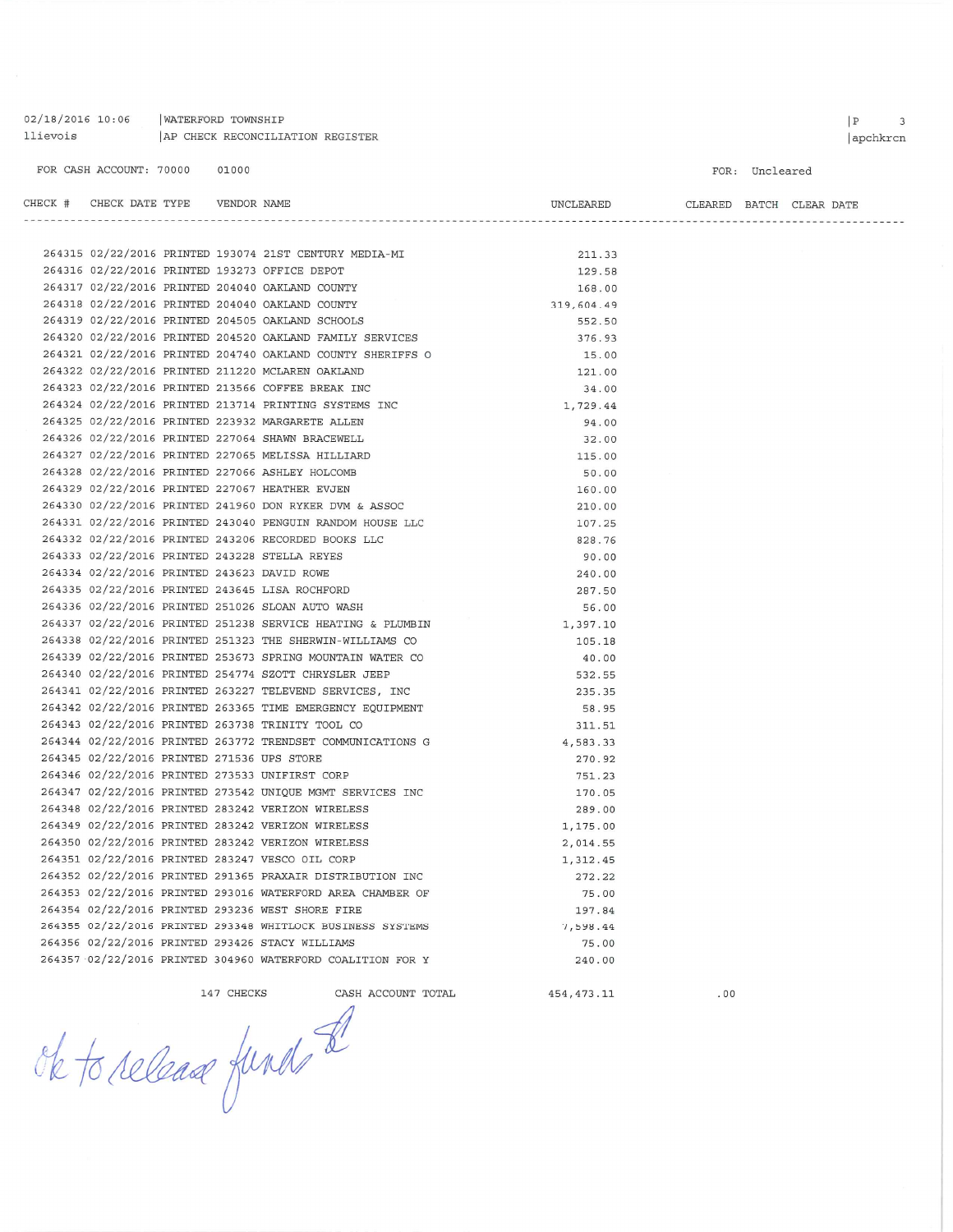02/18/2016 10:06 | WATERFORD TOWNSHIP

llievois | AP CHECK RECONCILIATION REGISTER

FOR CASH ACCOUNT: 70000 01000

FOR: Uncleared

| CHECK # | CHECK DATE | TYPE | VENDOR NAME | UNCLEARED | CLEARED | BATCH | CLEAR DATE |
|---|---|---|---|---|---|---|---|
| 264315 | 02/22/2016 | PRINTED | 193074 21ST CENTURY MEDIA-MI | 211.33 | | | |
| 264316 | 02/22/2016 | PRINTED | 193273 OFFICE DEPOT | 129.58 | | | |
| 264317 | 02/22/2016 | PRINTED | 204040 OAKLAND COUNTY | 168.00 | | | |
| 264318 | 02/22/2016 | PRINTED | 204040 OAKLAND COUNTY | 319,604.49 | | | |
| 264319 | 02/22/2016 | PRINTED | 204505 OAKLAND SCHOOLS | 552.50 | | | |
| 264320 | 02/22/2016 | PRINTED | 204520 OAKLAND FAMILY SERVICES | 376.93 | | | |
| 264321 | 02/22/2016 | PRINTED | 204740 OAKLAND COUNTY SHERIFFS O | 15.00 | | | |
| 264322 | 02/22/2016 | PRINTED | 211220 MCLAREN OAKLAND | 121.00 | | | |
| 264323 | 02/22/2016 | PRINTED | 213566 COFFEE BREAK INC | 34.00 | | | |
| 264324 | 02/22/2016 | PRINTED | 213714 PRINTING SYSTEMS INC | 1,729.44 | | | |
| 264325 | 02/22/2016 | PRINTED | 223932 MARGARETE ALLEN | 94.00 | | | |
| 264326 | 02/22/2016 | PRINTED | 227064 SHAWN BRACEWELL | 32.00 | | | |
| 264327 | 02/22/2016 | PRINTED | 227065 MELISSA HILLIARD | 115.00 | | | |
| 264328 | 02/22/2016 | PRINTED | 227066 ASHLEY HOLCOMB | 50.00 | | | |
| 264329 | 02/22/2016 | PRINTED | 227067 HEATHER EVJEN | 160.00 | | | |
| 264330 | 02/22/2016 | PRINTED | 241960 DON RYKER DVM & ASSOC | 210.00 | | | |
| 264331 | 02/22/2016 | PRINTED | 243040 PENGUIN RANDOM HOUSE LLC | 107.25 | | | |
| 264332 | 02/22/2016 | PRINTED | 243206 RECORDED BOOKS LLC | 828.76 | | | |
| 264333 | 02/22/2016 | PRINTED | 243228 STELLA REYES | 90.00 | | | |
| 264334 | 02/22/2016 | PRINTED | 243623 DAVID ROWE | 240.00 | | | |
| 264335 | 02/22/2016 | PRINTED | 243645 LISA ROCHFORD | 287.50 | | | |
| 264336 | 02/22/2016 | PRINTED | 251026 SLOAN AUTO WASH | 56.00 | | | |
| 264337 | 02/22/2016 | PRINTED | 251238 SERVICE HEATING & PLUMBIN | 1,397.10 | | | |
| 264338 | 02/22/2016 | PRINTED | 251323 THE SHERWIN-WILLIAMS CO | 105.18 | | | |
| 264339 | 02/22/2016 | PRINTED | 253673 SPRING MOUNTAIN WATER CO | 40.00 | | | |
| 264340 | 02/22/2016 | PRINTED | 254774 SZOTT CHRYSLER JEEP | 532.55 | | | |
| 264341 | 02/22/2016 | PRINTED | 263227 TELEVEND SERVICES, INC | 235.35 | | | |
| 264342 | 02/22/2016 | PRINTED | 263365 TIME EMERGENCY EQUIPMENT | 58.95 | | | |
| 264343 | 02/22/2016 | PRINTED | 263738 TRINITY TOOL CO | 311.51 | | | |
| 264344 | 02/22/2016 | PRINTED | 263772 TRENDSET COMMUNICATIONS G | 4,583.33 | | | |
| 264345 | 02/22/2016 | PRINTED | 271536 UPS STORE | 270.92 | | | |
| 264346 | 02/22/2016 | PRINTED | 273533 UNIFIRST CORP | 751.23 | | | |
| 264347 | 02/22/2016 | PRINTED | 273542 UNIQUE MGMT SERVICES INC | 170.05 | | | |
| 264348 | 02/22/2016 | PRINTED | 283242 VERIZON WIRELESS | 289.00 | | | |
| 264349 | 02/22/2016 | PRINTED | 283242 VERIZON WIRELESS | 1,175.00 | | | |
| 264350 | 02/22/2016 | PRINTED | 283242 VERIZON WIRELESS | 2,014.55 | | | |
| 264351 | 02/22/2016 | PRINTED | 283247 VESCO OIL CORP | 1,312.45 | | | |
| 264352 | 02/22/2016 | PRINTED | 291365 PRAXAIR DISTRIBUTION INC | 272.22 | | | |
| 264353 | 02/22/2016 | PRINTED | 293016 WATERFORD AREA CHAMBER OF | 75.00 | | | |
| 264354 | 02/22/2016 | PRINTED | 293236 WEST SHORE FIRE | 197.84 | | | |
| 264355 | 02/22/2016 | PRINTED | 293348 WHITLOCK BUSINESS SYSTEMS | 7,598.44 | | | |
| 264356 | 02/22/2016 | PRINTED | 293426 STACY WILLIAMS | 75.00 | | | |
| 264357 | 02/22/2016 | PRINTED | 304960 WATERFORD COALITION FOR Y | 240.00 | | | |
| | | | 147 CHECKS CASH ACCOUNT TOTAL | 454,473.11 | .00 | | |

Ok to release funds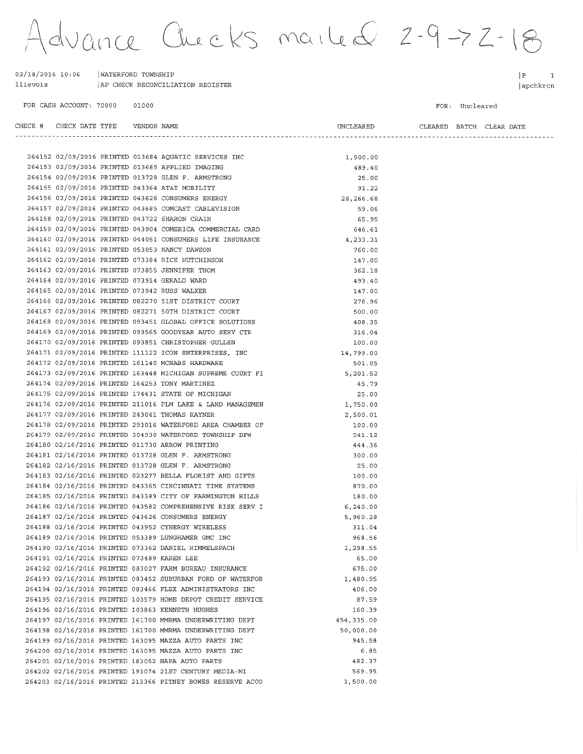Advance Checks mailed 2-9 → 2-18

02/18/2016 10:06 | WATERFORD TOWNSHIP | P 1
llievois | AP CHECK RECONCILIATION REGISTER | apchkrcn

FOR CASH ACCOUNT: 70000 01000 FOR: Uncleared

| CHECK # | CHECK DATE | TYPE | VENDOR | NAME | UNCLEARED | CLEARED | BATCH | CLEAR DATE |
|---|---|---|---|---|---|---|---|---|
| 264152 | 02/09/2016 | PRINTED | 013684 | AQUATIC SERVICES INC | 1,500.00 | | | |
| 264153 | 02/09/2016 | PRINTED | 013685 | APPLIED IMAGING | 489.40 | | | |
| 264154 | 02/09/2016 | PRINTED | 013728 | GLEN F. ARMSTRONG | 25.00 | | | |
| 264155 | 02/09/2016 | PRINTED | 043364 | AT&T MOBILITY | 91.22 | | | |
| 264156 | 02/09/2016 | PRINTED | 043626 | CONSUMERS ENERGY | 28,266.68 | | | |
| 264157 | 02/09/2016 | PRINTED | 043685 | COMCAST CABLEVISION | 59.06 | | | |
| 264158 | 02/09/2016 | PRINTED | 043722 | SHARON CRAIN | 65.95 | | | |
| 264159 | 02/09/2016 | PRINTED | 043904 | COMERICA COMMERCIAL CARD | 646.61 | | | |
| 264160 | 02/09/2016 | PRINTED | 044051 | CONSUMERS LIFE INSURANCE | 4,233.31 | | | |
| 264161 | 02/09/2016 | PRINTED | 053053 | NANCY DAWSON | 760.00 | | | |
| 264162 | 02/09/2016 | PRINTED | 073384 | RICK HUTCHINSON | 147.00 | | | |
| 264163 | 02/09/2016 | PRINTED | 073855 | JENNIFER THOM | 362.18 | | | |
| 264164 | 02/09/2016 | PRINTED | 073914 | GERALD WARD | 493.40 | | | |
| 264165 | 02/09/2016 | PRINTED | 073942 | RUSS WALKER | 147.00 | | | |
| 264166 | 02/09/2016 | PRINTED | 082270 | 51ST DISTRICT COURT | 276.96 | | | |
| 264167 | 02/09/2016 | PRINTED | 082271 | 50TH DISTRICT COURT | 500.00 | | | |
| 264168 | 02/09/2016 | PRINTED | 093451 | GLOBAL OFFICE SOLUTIONS | 408.35 | | | |
| 264169 | 02/09/2016 | PRINTED | 093565 | GOODYEAR AUTO SERV CTR | 316.04 | | | |
| 264170 | 02/09/2016 | PRINTED | 093851 | CHRISTOPHER GULLEN | 100.00 | | | |
| 264171 | 02/09/2016 | PRINTED | 111122 | ICON ENTERPRISES, INC | 14,799.00 | | | |
| 264172 | 02/09/2016 | PRINTED | 161140 | MCNABS HARDWARE | 501.05 | | | |
| 264173 | 02/09/2016 | PRINTED | 163448 | MICHIGAN SUPREME COURT FI | 5,201.52 | | | |
| 264174 | 02/09/2016 | PRINTED | 164253 | TONY MARTINEZ | 45.79 | | | |
| 264175 | 02/09/2016 | PRINTED | 174431 | STATE OF MICHIGAN | 25.00 | | | |
| 264176 | 02/09/2016 | PRINTED | 211016 | PLM LAKE & LAND MANAGEMEN | 1,750.00 | | | |
| 264177 | 02/09/2016 | PRINTED | 243041 | THOMAS RAYNER | 2,500.01 | | | |
| 264178 | 02/09/2016 | PRINTED | 293016 | WATERFORD AREA CHAMBER OF | 100.00 | | | |
| 264179 | 02/09/2016 | PRINTED | 304930 | WATERFORD TOWNSHIP DPW | 541.12 | | | |
| 264180 | 02/16/2016 | PRINTED | 011730 | ARROW PRINTING | 444.36 | | | |
| 264181 | 02/16/2016 | PRINTED | 013728 | GLEN F. ARMSTRONG | 300.00 | | | |
| 264182 | 02/16/2016 | PRINTED | 013728 | GLEN F. ARMSTRONG | 25.00 | | | |
| 264183 | 02/16/2016 | PRINTED | 023277 | BELLA FLORIST AND GIFTS | 100.00 | | | |
| 264184 | 02/16/2016 | PRINTED | 043365 | CINCINNATI TIME SYSTEMS | 870.00 | | | |
| 264185 | 02/16/2016 | PRINTED | 043389 | CITY OF FARMINGTON HILLS | 180.00 | | | |
| 264186 | 02/16/2016 | PRINTED | 043582 | COMPREHENSIVE RISK SERV I | 6,240.00 | | | |
| 264187 | 02/16/2016 | PRINTED | 043626 | CONSUMERS ENERGY | 5,960.28 | | | |
| 264188 | 02/16/2016 | PRINTED | 043952 | CYNERGY WIRELESS | 311.04 | | | |
| 264189 | 02/16/2016 | PRINTED | 053389 | LUNGHAMER GMC INC | 968.56 | | | |
| 264190 | 02/16/2016 | PRINTED | 073362 | DANIEL HIMMELSPACH | 1,298.55 | | | |
| 264191 | 02/16/2016 | PRINTED | 073489 | KAREN LEE | 65.00 | | | |
| 264192 | 02/16/2016 | PRINTED | 083027 | FARM BUREAU INSURANCE | 675.00 | | | |
| 264193 | 02/16/2016 | PRINTED | 083452 | SUBURBAN FORD OF WATERFOR | 1,480.95 | | | |
| 264194 | 02/16/2016 | PRINTED | 083466 | FLEX ADMINISTRATORS INC | 406.00 | | | |
| 264195 | 02/16/2016 | PRINTED | 103579 | HOME DEPOT CREDIT SERVICE | 87.59 | | | |
| 264196 | 02/16/2016 | PRINTED | 103863 | KENNETH HUGHES | 160.39 | | | |
| 264197 | 02/16/2016 | PRINTED | 161700 | MMRMA UNDERWRITING DEPT | 454,335.00 | | | |
| 264198 | 02/16/2016 | PRINTED | 161700 | MMRMA UNDERWRITING DEPT | 50,000.00 | | | |
| 264199 | 02/16/2016 | PRINTED | 163095 | MAZZA AUTO PARTS INC | 945.58 | | | |
| 264200 | 02/16/2016 | PRINTED | 163095 | MAZZA AUTO PARTS INC | 6.85 | | | |
| 264201 | 02/16/2016 | PRINTED | 183052 | NAPA AUTO PARTS | 482.37 | | | |
| 264202 | 02/16/2016 | PRINTED | 193074 | 21ST CENTURY MEDIA-MI | 569.95 | | | |
| 264203 | 02/16/2016 | PRINTED | 213366 | PITNEY BOWES RESERVE ACCO | 1,500.00 | | | |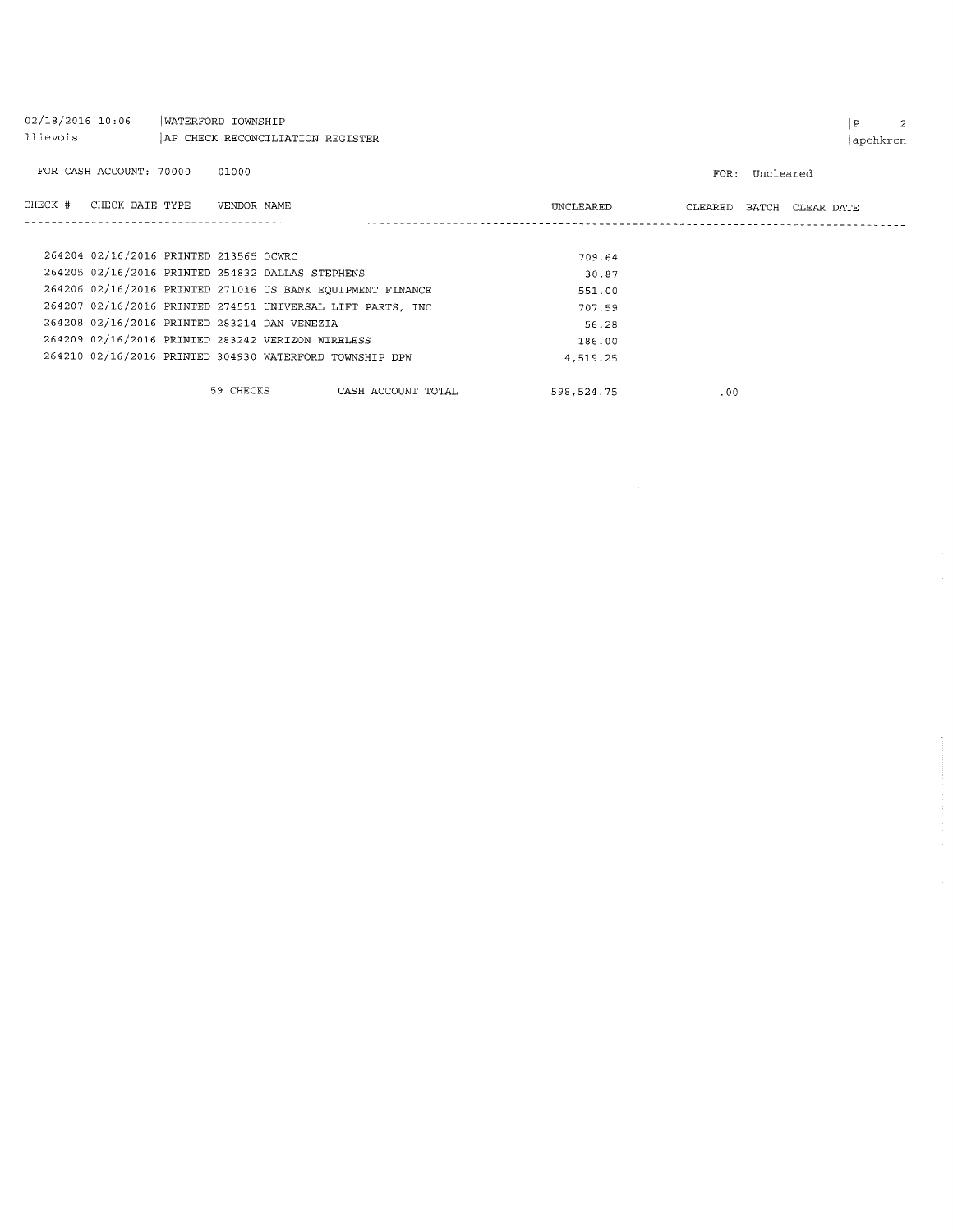WATERFORD TOWNSHIP

AP CHECK RECONCILIATION REGISTER

FOR CASH ACCOUNT: 70000 01000

FOR: Uncleared

| CHECK # | CHECK DATE | TYPE | VENDOR NAME | UNCLEARED | CLEARED | BATCH | CLEAR DATE |
|---|---|---|---|---|---|---|---|
| 264204 | 02/16/2016 | PRINTED | 213565 OCWRC | 709.64 | | | |
| 264205 | 02/16/2016 | PRINTED | 254832 DALLAS STEPHENS | 30.87 | | | |
| 264206 | 02/16/2016 | PRINTED | 271016 US BANK EQUIPMENT FINANCE | 551.00 | | | |
| 264207 | 02/16/2016 | PRINTED | 274551 UNIVERSAL LIFT PARTS, INC | 707.59 | | | |
| 264208 | 02/16/2016 | PRINTED | 283214 DAN VENEZIA | 56.28 | | | |
| 264209 | 02/16/2016 | PRINTED | 283242 VERIZON WIRELESS | 186.00 | | | |
| 264210 | 02/16/2016 | PRINTED | 304930 WATERFORD TOWNSHIP DPW | 4,519.25 | | | |
| | | 59 CHECKS | CASH ACCOUNT TOTAL | 598,524.75 | .00 | | |